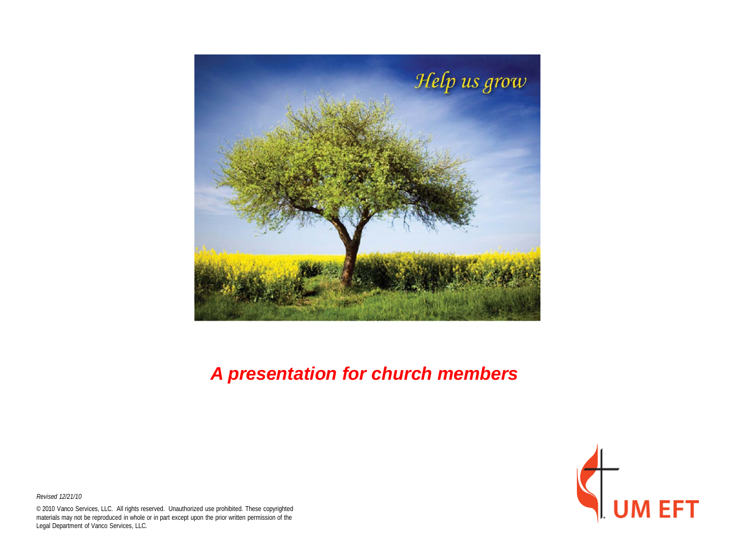Help us grow

## *A presentation for church members*

*Revised 12/21/10*

© 2010 Vanco Services, LLC. All rights reserved. Unauthorized use prohibited. These copyrighted materials may not be reproduced in whole or in part except upon the prior written permission of the Legal Department of Vanco Services, LLC.

UM EFT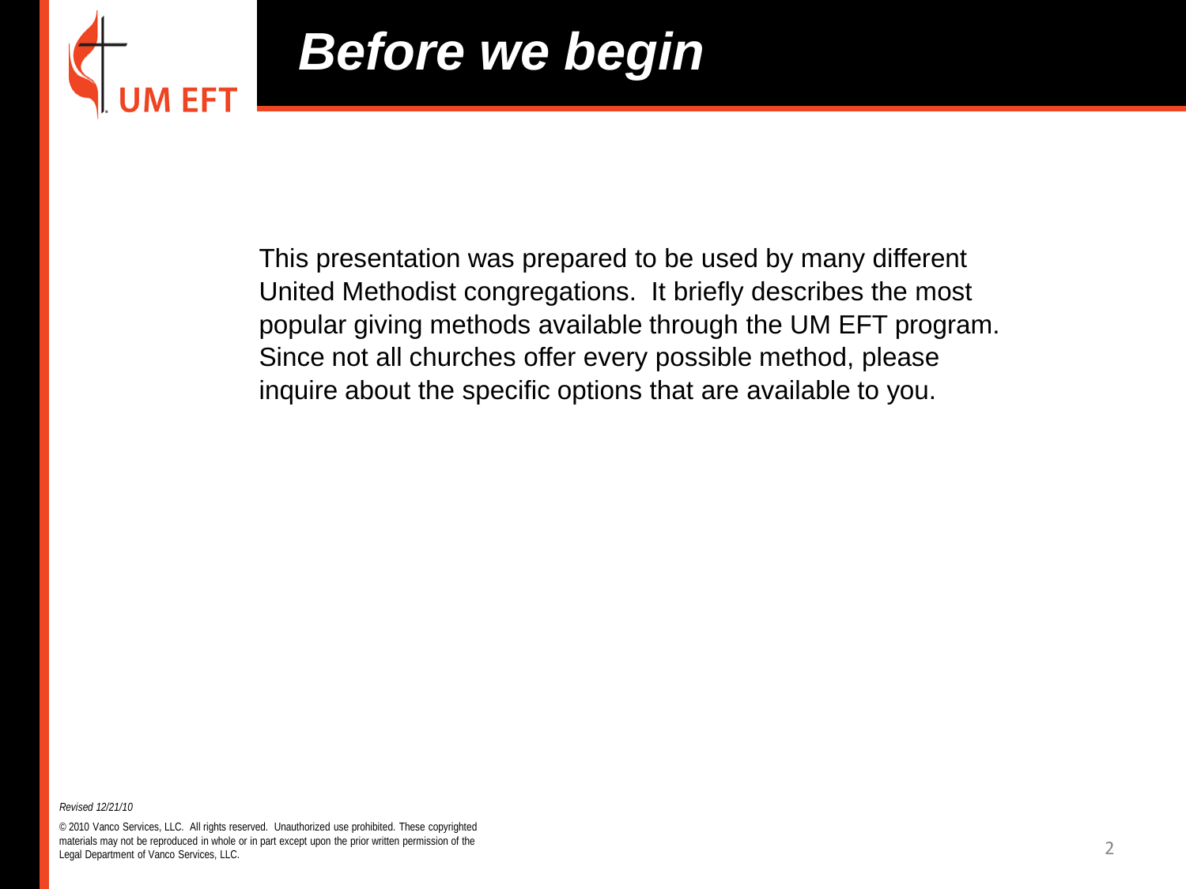# Before we begin

This presentation was prepared to be used by many different United Methodist congregations. It briefly describes the most popular giving methods available through the UM EFT program. Since not all churches offer every possible method, please inquire about the specific options that are available to you.

*Revised 12/21/10*

© 2010 Vanco Services, LLC. All rights reserved. Unauthorized use prohibited. These copyrighted materials may not be reproduced in whole or in part except upon the prior written permission of the Legal Department of Vanco Services, LLC.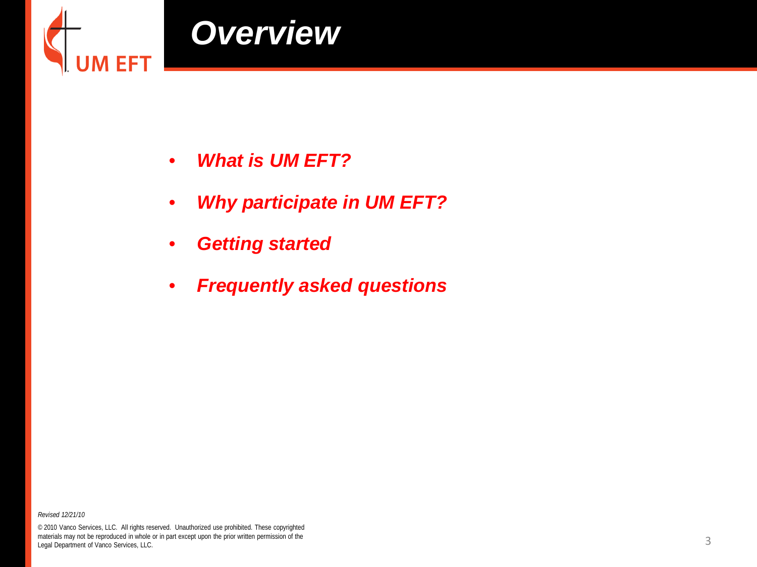# Overview

- ***What is UM EFT?***
- ***Why participate in UM EFT?***
- ***Getting started***
- ***Frequently asked questions***

*Revised 12/21/10*

© 2010 Vanco Services, LLC. All rights reserved. Unauthorized use prohibited. These copyrighted materials may not be reproduced in whole or in part except upon the prior written permission of the Legal Department of Vanco Services, LLC.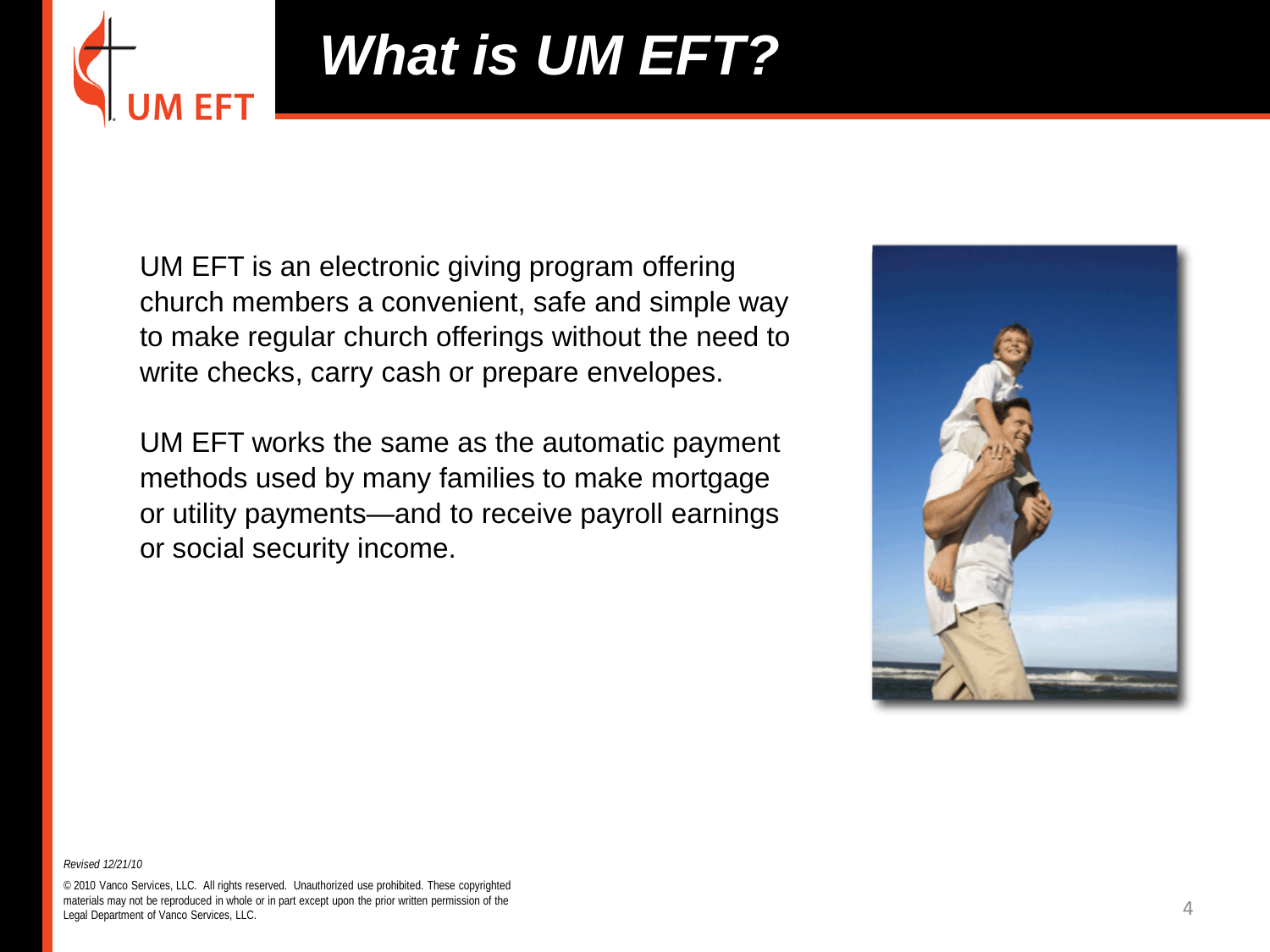# What is UM EFT?

UM EFT is an electronic giving program offering church members a convenient, safe and simple way to make regular church offerings without the need to write checks, carry cash or prepare envelopes.

UM EFT works the same as the automatic payment methods used by many families to make mortgage or utility payments—and to receive payroll earnings or social security income.

*Revised 12/21/10*

© 2010 Vanco Services, LLC. All rights reserved. Unauthorized use prohibited. These copyrighted materials may not be reproduced in whole or in part except upon the prior written permission of the Legal Department of Vanco Services, LLC.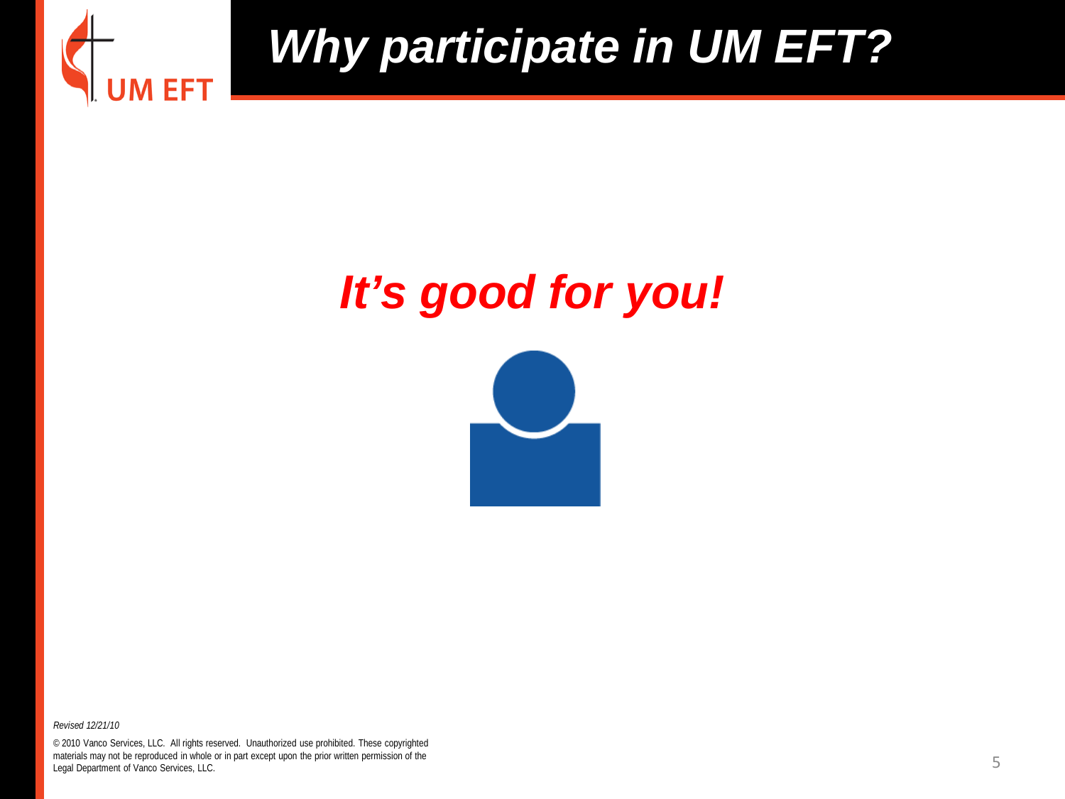# *Why participate in UM EFT?*

## ***It's good for you!***

*Revised 12/21/10*

© 2010 Vanco Services, LLC. All rights reserved. Unauthorized use prohibited. These copyrighted materials may not be reproduced in whole or in part except upon the prior written permission of the Legal Department of Vanco Services, LLC.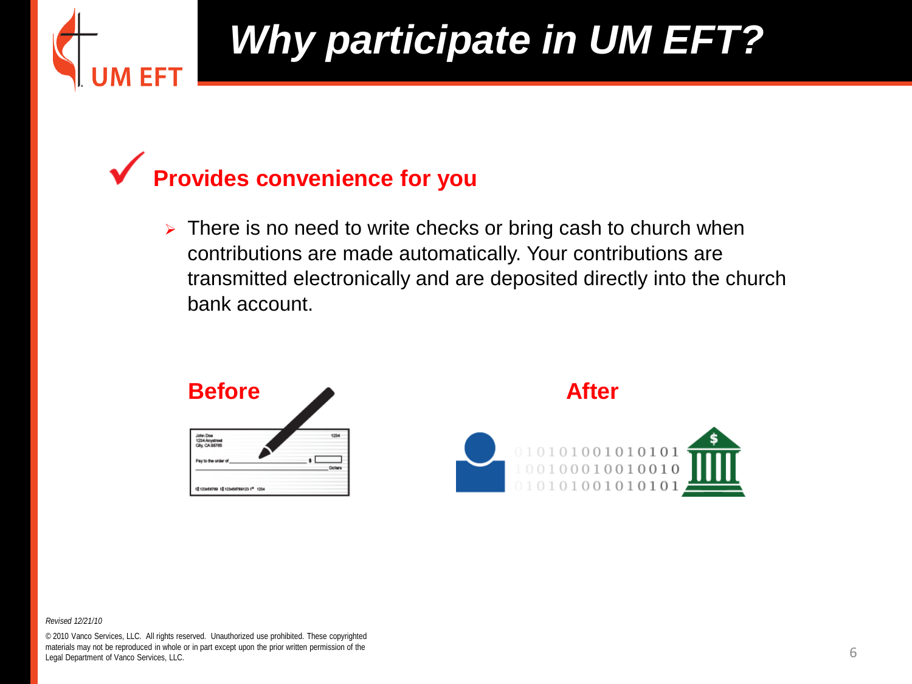# Why participate in UM EFT?

## ✓ Provides convenience for you

- There is no need to write checks or bring cash to church when contributions are made automatically. Your contributions are transmitted electronically and are deposited directly into the church bank account.

**Before**

**After**

*Revised 12/21/10*

© 2010 Vanco Services, LLC. All rights reserved. Unauthorized use prohibited. These copyrighted materials may not be reproduced in whole or in part except upon the prior written permission of the Legal Department of Vanco Services, LLC.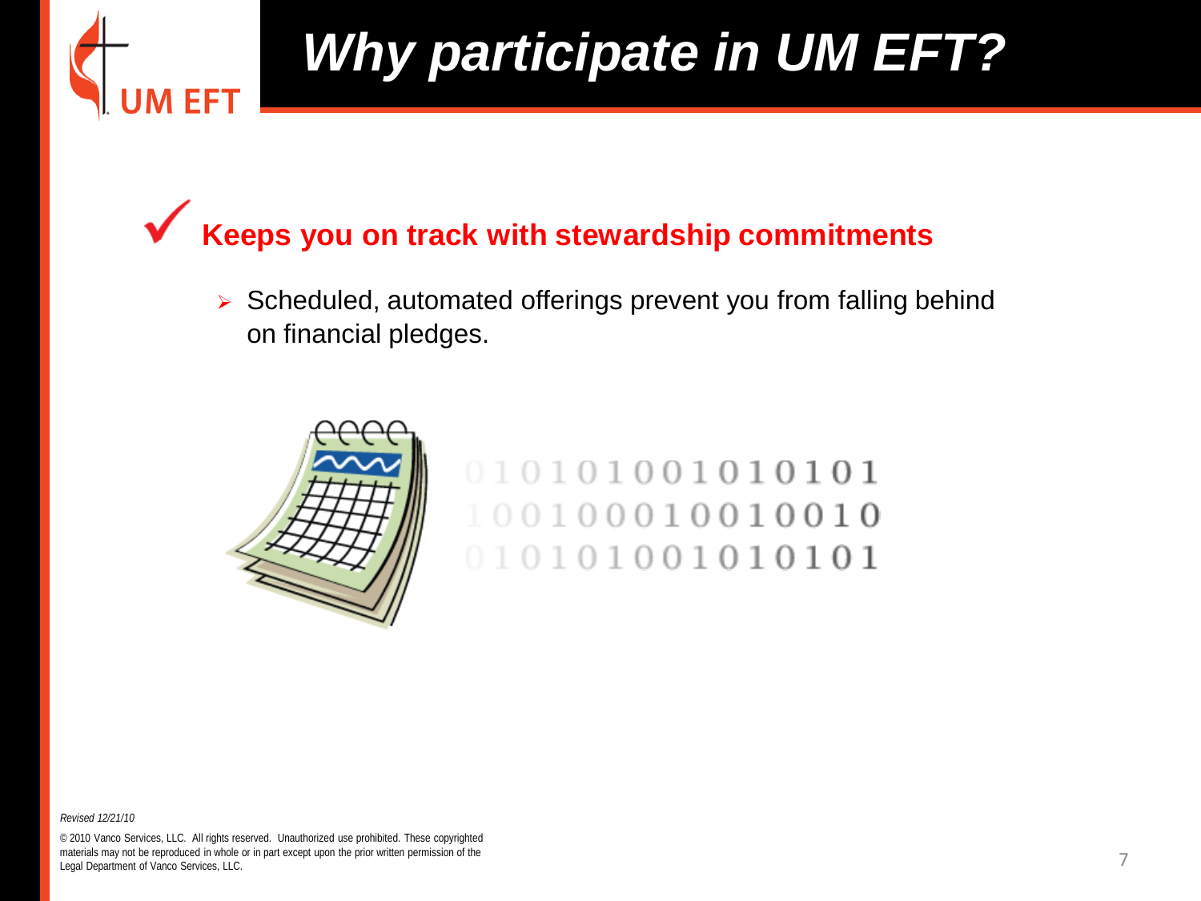# Why participate in UM EFT?

## ✓ Keeps you on track with stewardship commitments

- Scheduled, automated offerings prevent you from falling behind on financial pledges.

*Revised 12/21/10*

© 2010 Vanco Services, LLC. All rights reserved. Unauthorized use prohibited. These copyrighted materials may not be reproduced in whole or in part except upon the prior written permission of the Legal Department of Vanco Services, LLC.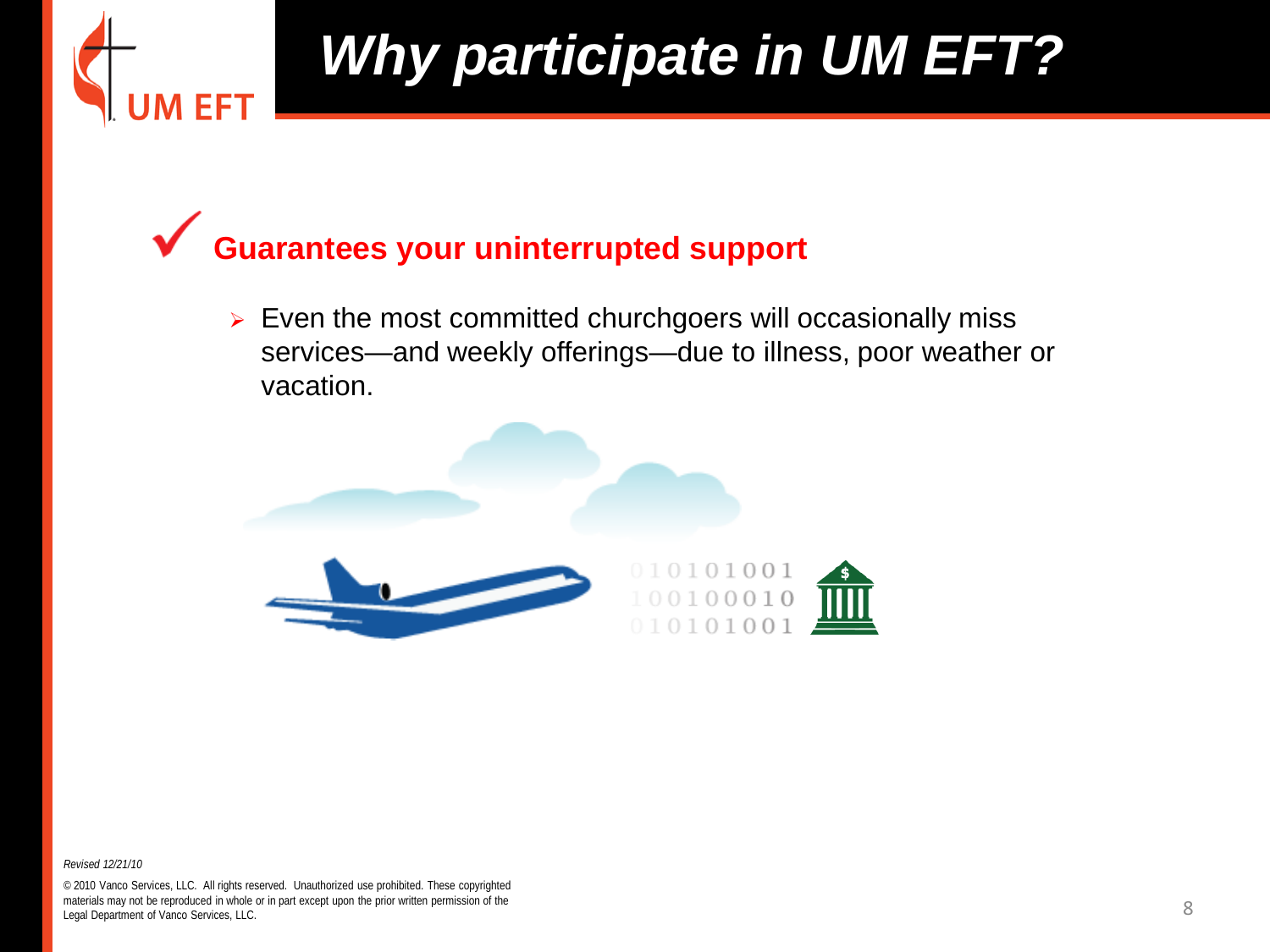# Why participate in UM EFT?

## ✓ Guarantees your uninterrupted support

- Even the most committed churchgoers will occasionally miss services—and weekly offerings—due to illness, poor weather or vacation.

*Revised 12/21/10*

© 2010 Vanco Services, LLC. All rights reserved. Unauthorized use prohibited. These copyrighted materials may not be reproduced in whole or in part except upon the prior written permission of the Legal Department of Vanco Services, LLC.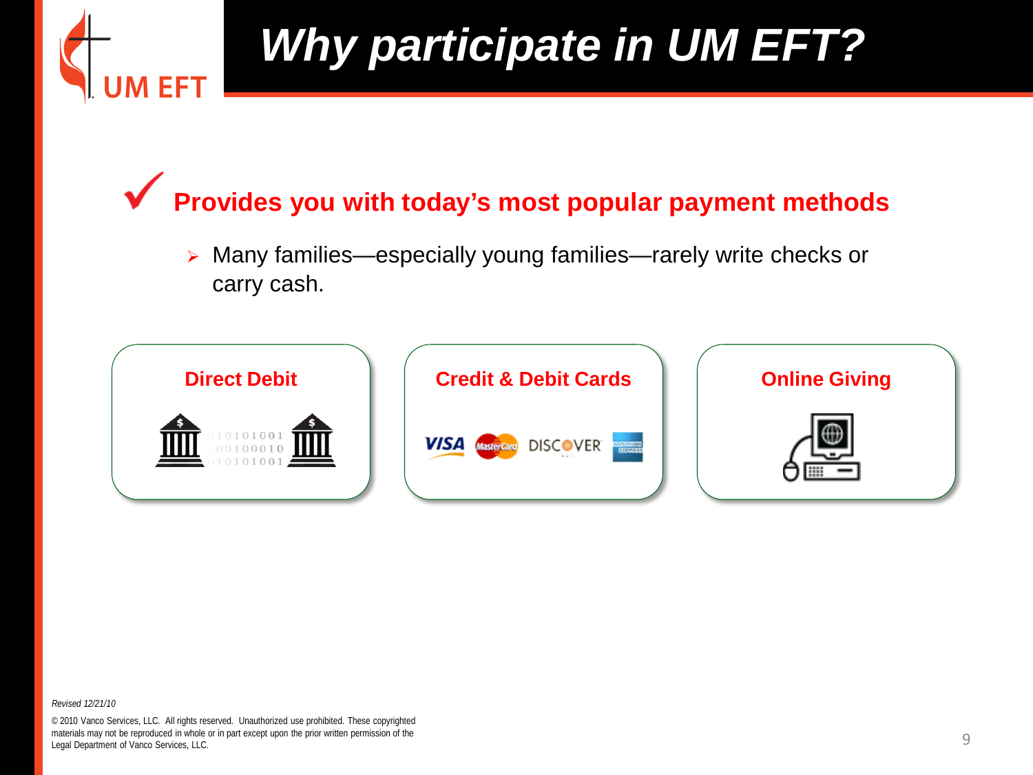# Why participate in UM EFT?

## ✓ Provides you with today's most popular payment methods

- Many families—especially young families—rarely write checks or carry cash.

**Direct Debit**

**Credit & Debit Cards**

**Online Giving**

*Revised 12/21/10*

© 2010 Vanco Services, LLC. All rights reserved. Unauthorized use prohibited. These copyrighted materials may not be reproduced in whole or in part except upon the prior written permission of the Legal Department of Vanco Services, LLC.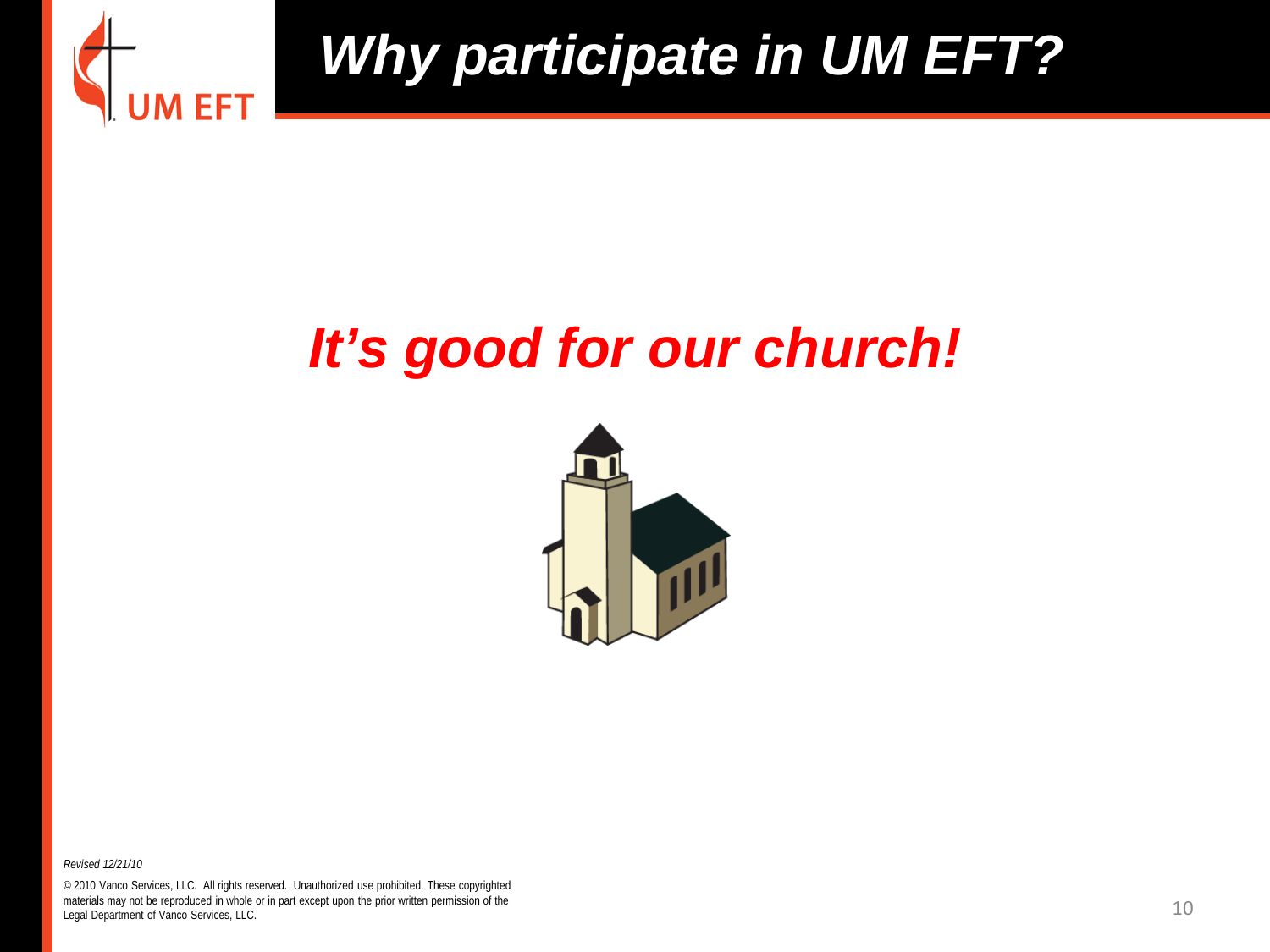# *Why participate in UM EFT?*

## ***It's good for our church!***

*Revised 12/21/10*

© 2010 Vanco Services, LLC. All rights reserved. Unauthorized use prohibited. These copyrighted materials may not be reproduced in whole or in part except upon the prior written permission of the Legal Department of Vanco Services, LLC.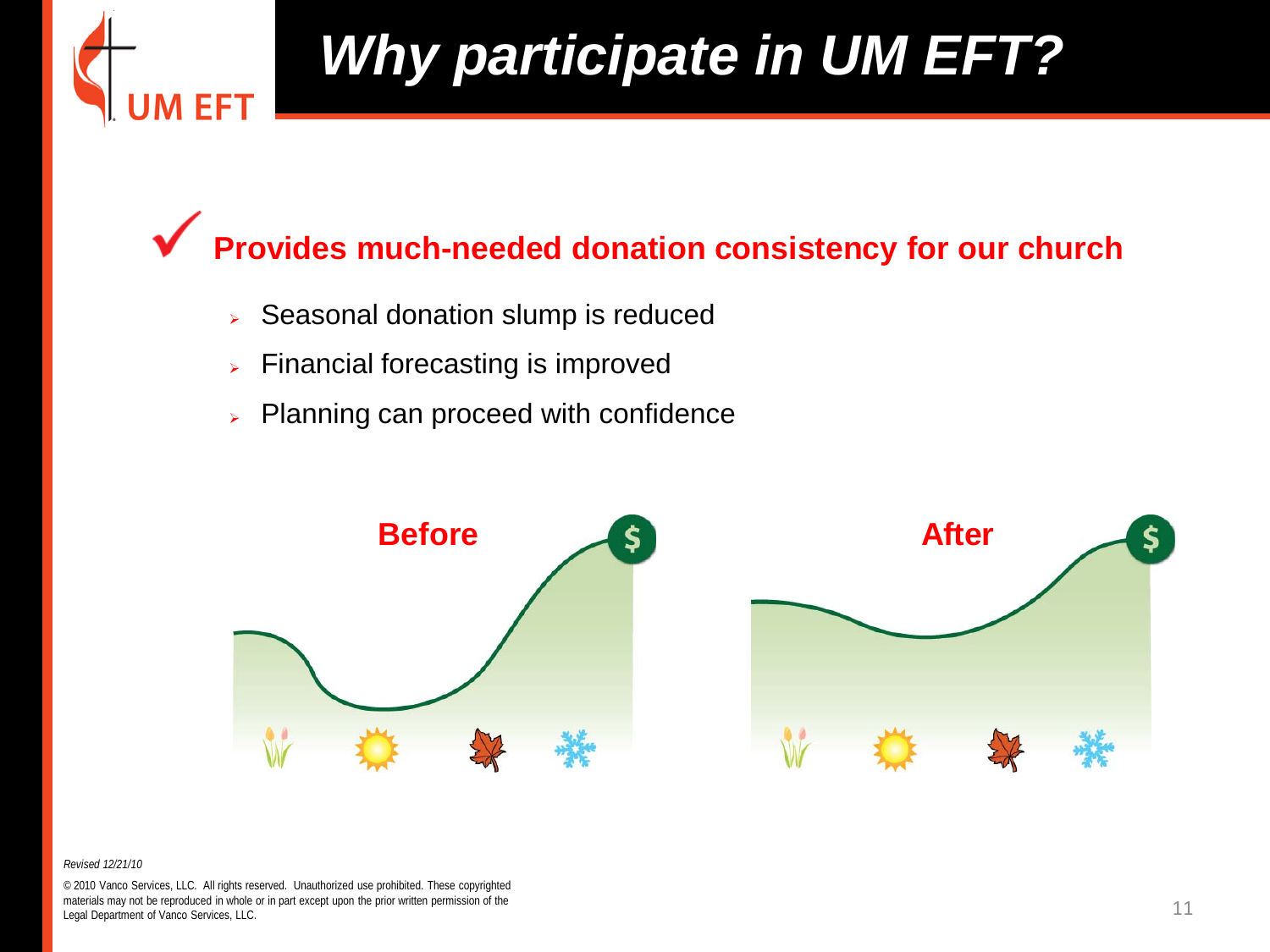# Why participate in UM EFT?

**Provides much-needed donation consistency for our church**

- Seasonal donation slump is reduced
- Financial forecasting is improved
- Planning can proceed with confidence

**Before**

**After**

*Revised 12/21/10*

© 2010 Vanco Services, LLC. All rights reserved. Unauthorized use prohibited. These copyrighted materials may not be reproduced in whole or in part except upon the prior written permission of the Legal Department of Vanco Services, LLC.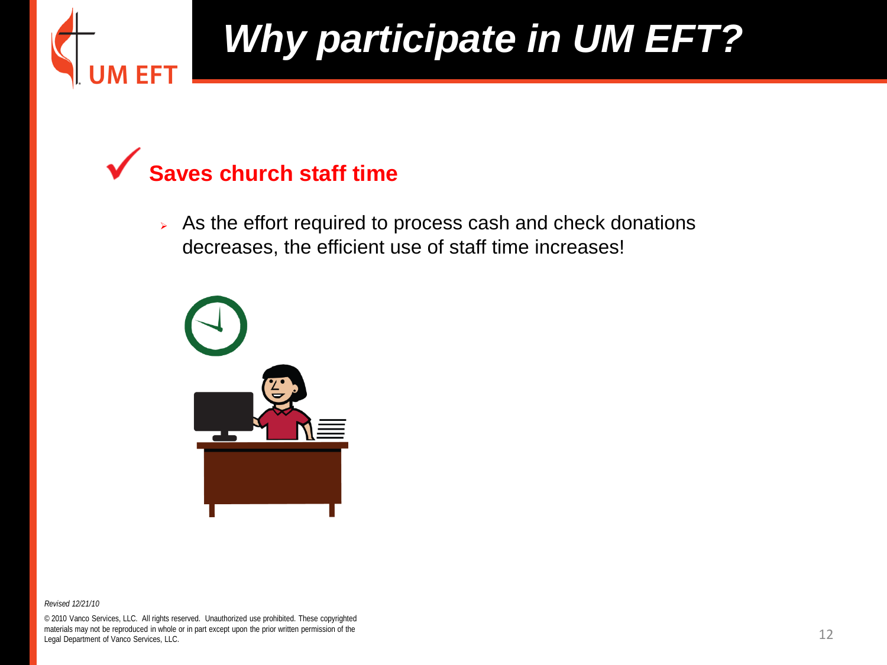# Why participate in UM EFT?

## ✓ Saves church staff time

- As the effort required to process cash and check donations decreases, the efficient use of staff time increases!

*Revised 12/21/10*

© 2010 Vanco Services, LLC. All rights reserved. Unauthorized use prohibited. These copyrighted materials may not be reproduced in whole or in part except upon the prior written permission of the Legal Department of Vanco Services, LLC.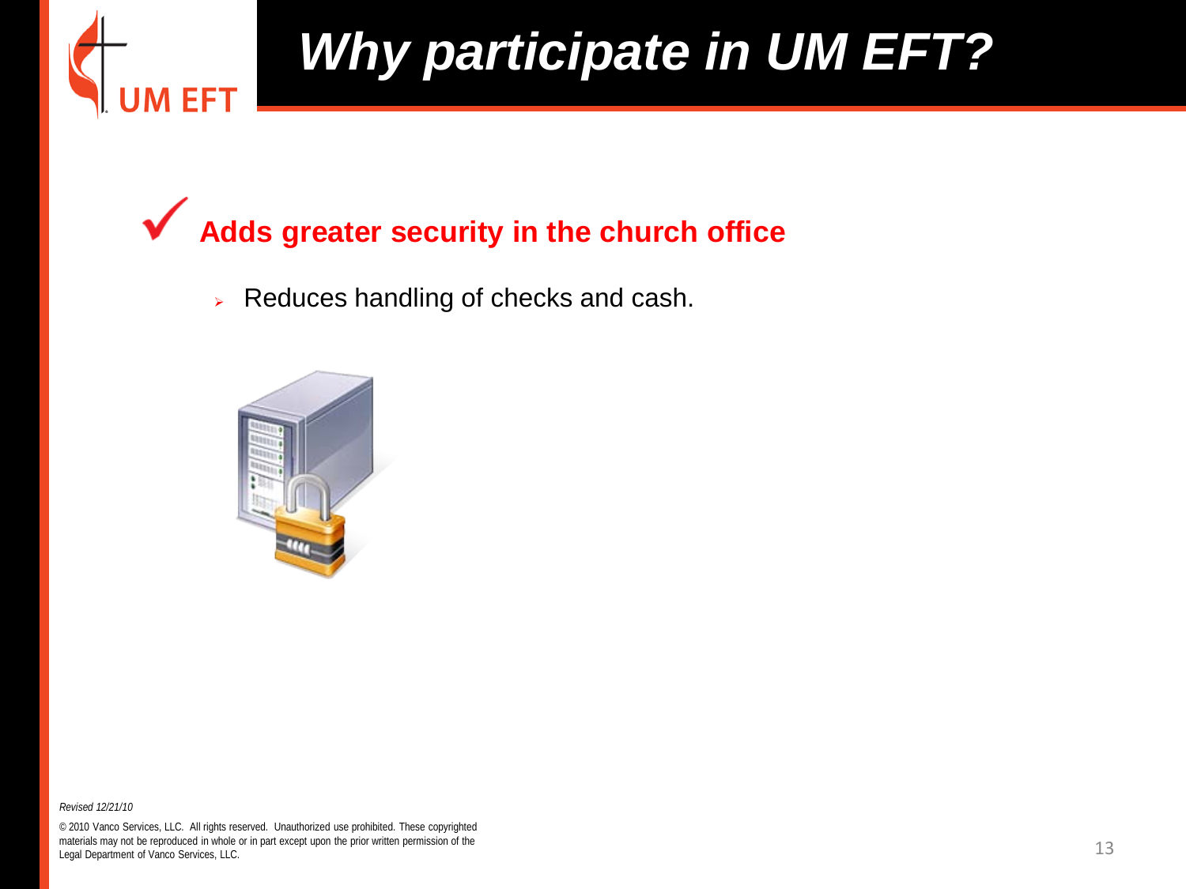# Why participate in UM EFT?

## ✓ Adds greater security in the church office

- Reduces handling of checks and cash.

*Revised 12/21/10*

© 2010 Vanco Services, LLC. All rights reserved. Unauthorized use prohibited. These copyrighted materials may not be reproduced in whole or in part except upon the prior written permission of the Legal Department of Vanco Services, LLC.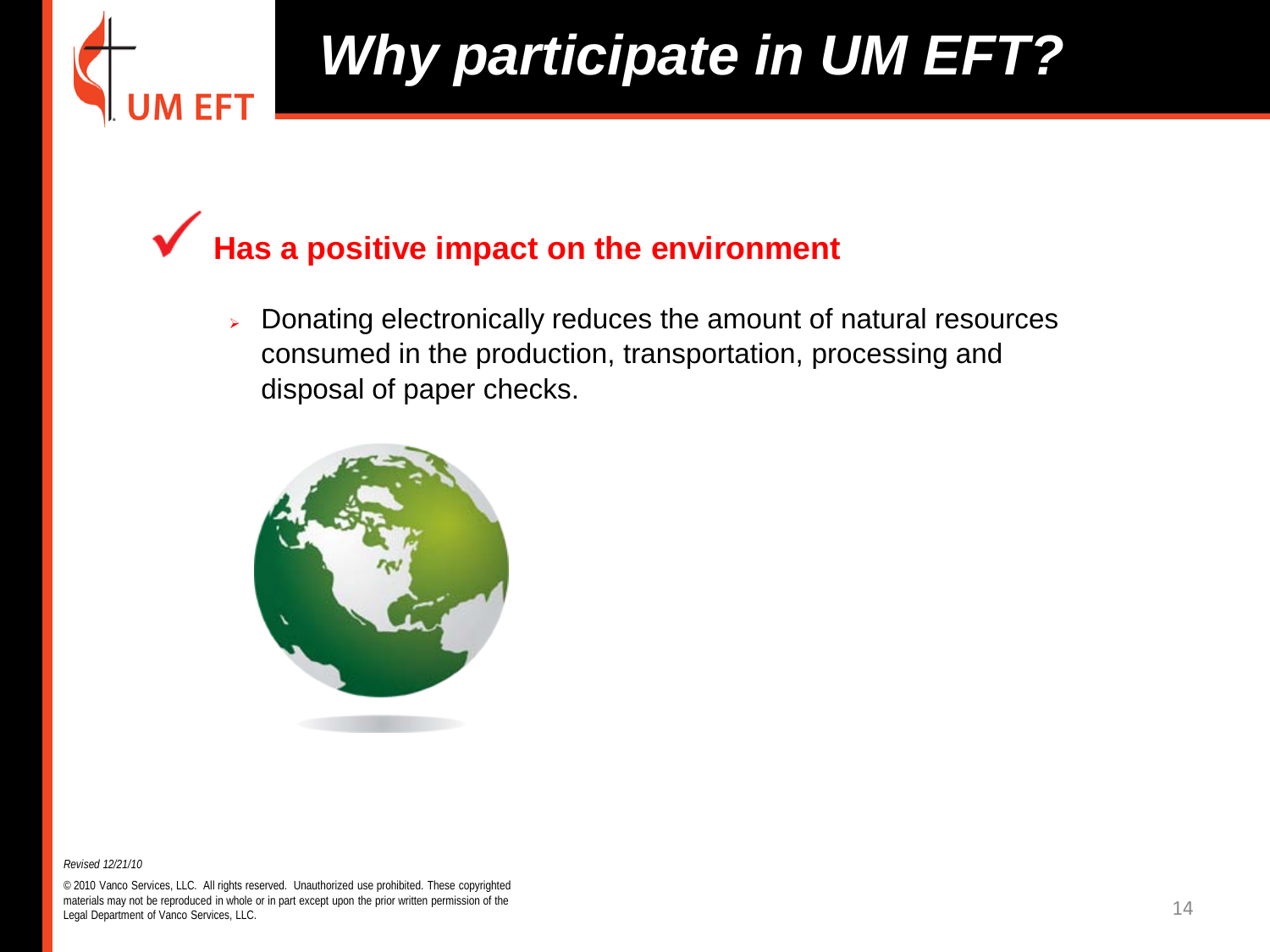# Why participate in UM EFT?

## ✓ Has a positive impact on the environment

- Donating electronically reduces the amount of natural resources consumed in the production, transportation, processing and disposal of paper checks.

*Revised 12/21/10*

© 2010 Vanco Services, LLC. All rights reserved. Unauthorized use prohibited. These copyrighted materials may not be reproduced in whole or in part except upon the prior written permission of the Legal Department of Vanco Services, LLC.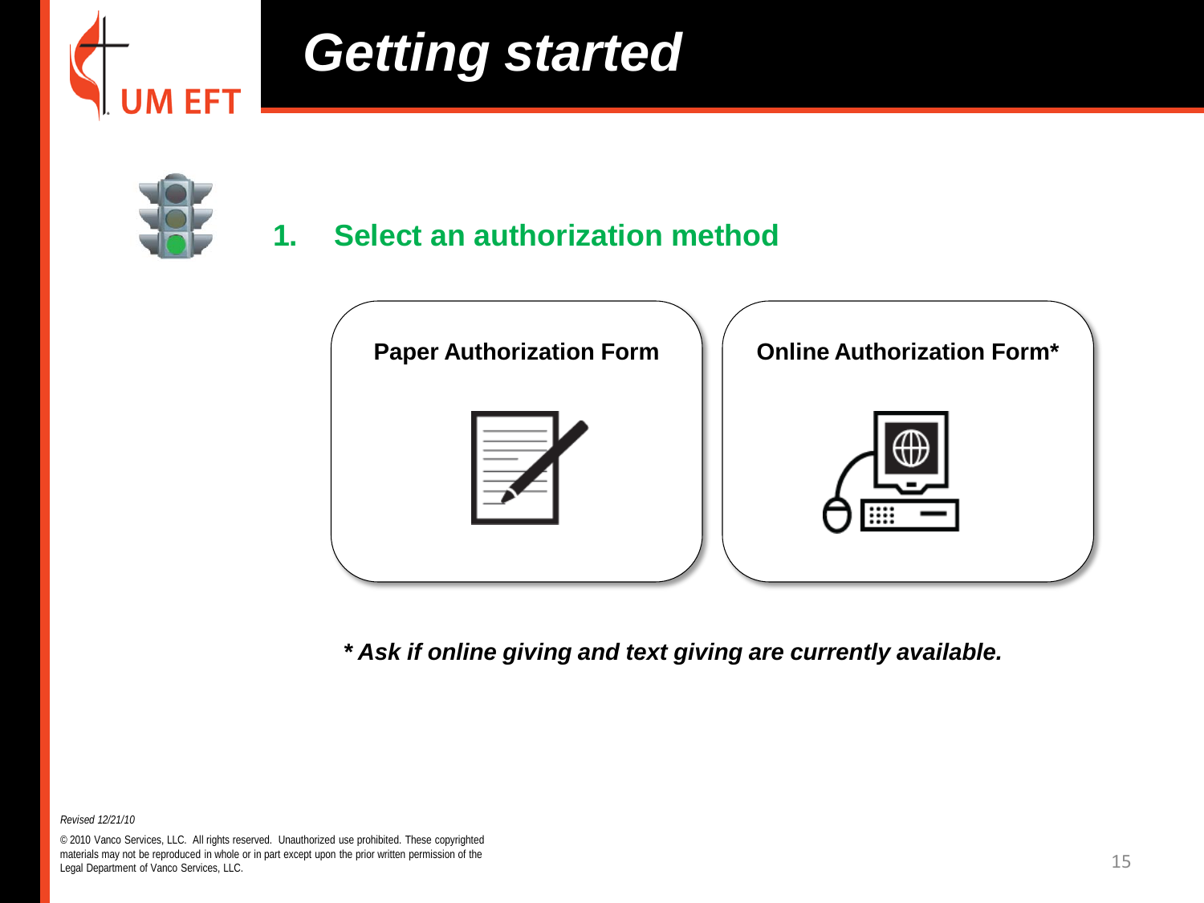# Getting started

## 1. Select an authorization method

**Paper Authorization Form**

**Online Authorization Form***

***\* Ask if online giving and text giving are currently available.***

*Revised 12/21/10*

© 2010 Vanco Services, LLC. All rights reserved. Unauthorized use prohibited. These copyrighted materials may not be reproduced in whole or in part except upon the prior written permission of the Legal Department of Vanco Services, LLC.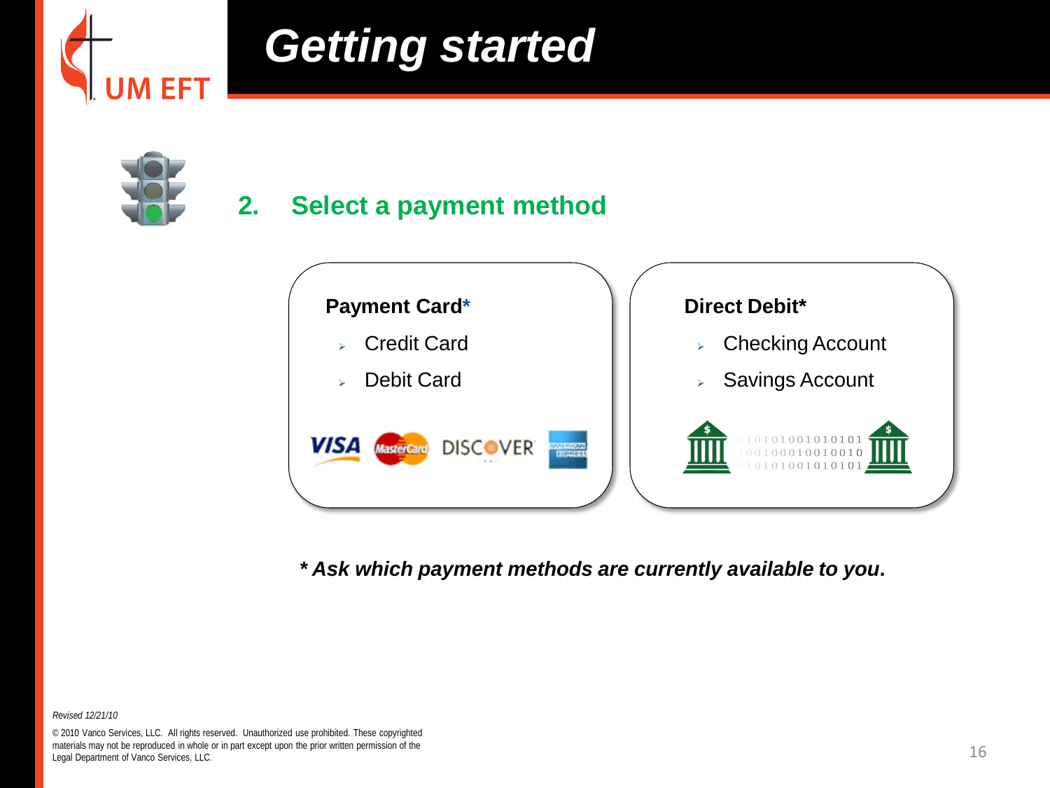# Getting started

## 2. Select a payment method

**Payment Card***

- Credit Card
- Debit Card

**Direct Debit***

- Checking Account
- Savings Account

***\* Ask which payment methods are currently available to you.***

*Revised 12/21/10*

© 2010 Vanco Services, LLC. All rights reserved. Unauthorized use prohibited. These copyrighted materials may not be reproduced in whole or in part except upon the prior written permission of the Legal Department of Vanco Services, LLC.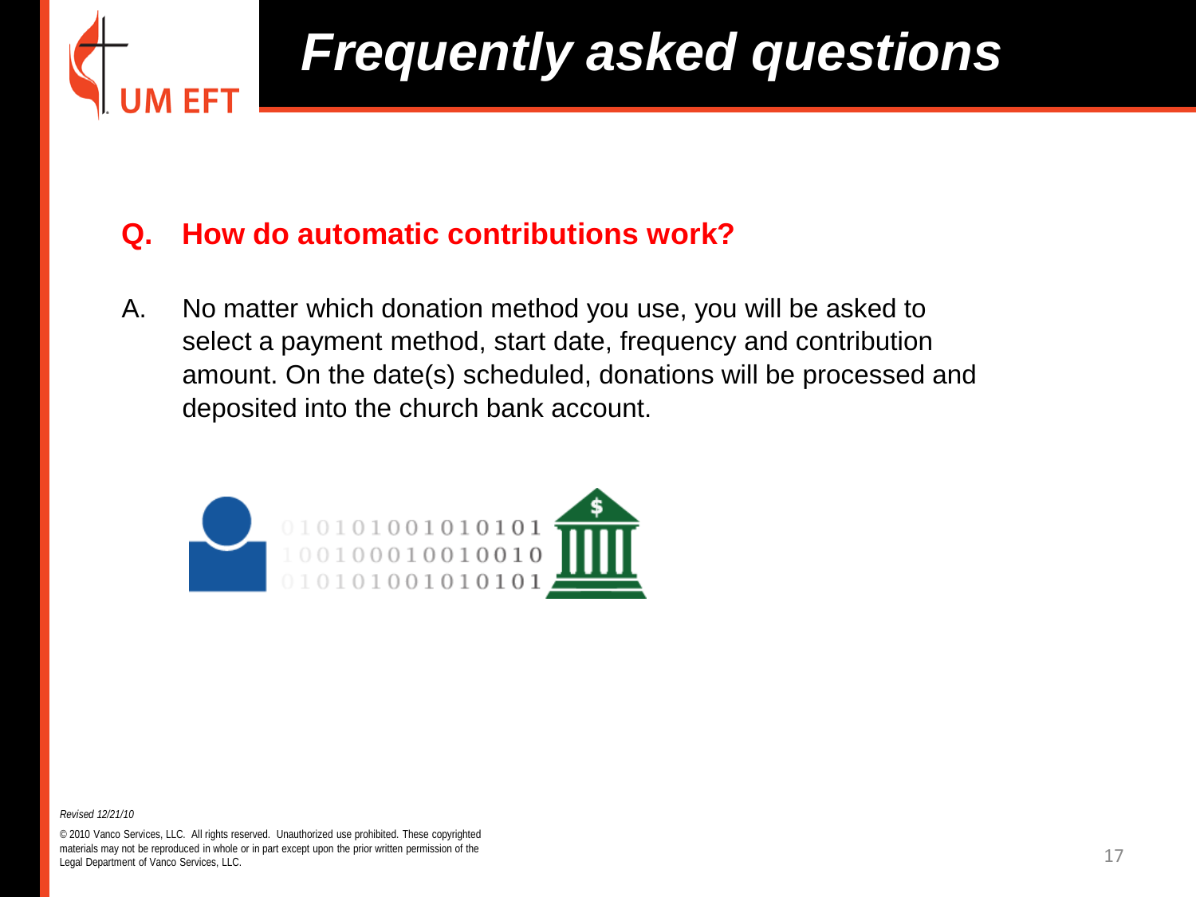# Frequently asked questions

**Q. How do automatic contributions work?**

A. No matter which donation method you use, you will be asked to select a payment method, start date, frequency and contribution amount. On the date(s) scheduled, donations will be processed and deposited into the church bank account.

*Revised 12/21/10*

© 2010 Vanco Services, LLC. All rights reserved. Unauthorized use prohibited. These copyrighted materials may not be reproduced in whole or in part except upon the prior written permission of the Legal Department of Vanco Services, LLC.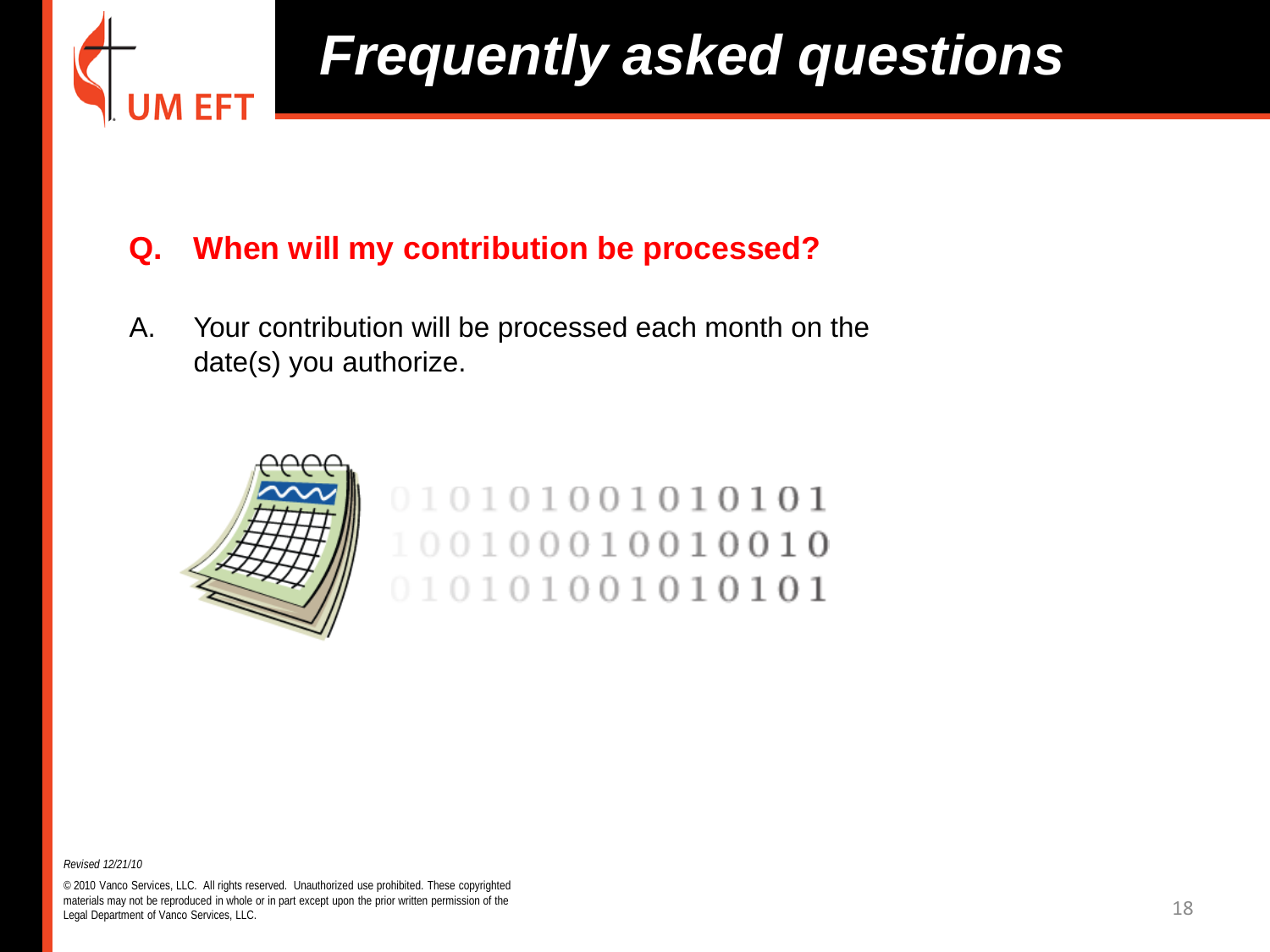# Frequently asked questions

**Q. When will my contribution be processed?**

A. Your contribution will be processed each month on the date(s) you authorize.

*Revised 12/21/10*

© 2010 Vanco Services, LLC. All rights reserved. Unauthorized use prohibited. These copyrighted materials may not be reproduced in whole or in part except upon the prior written permission of the Legal Department of Vanco Services, LLC.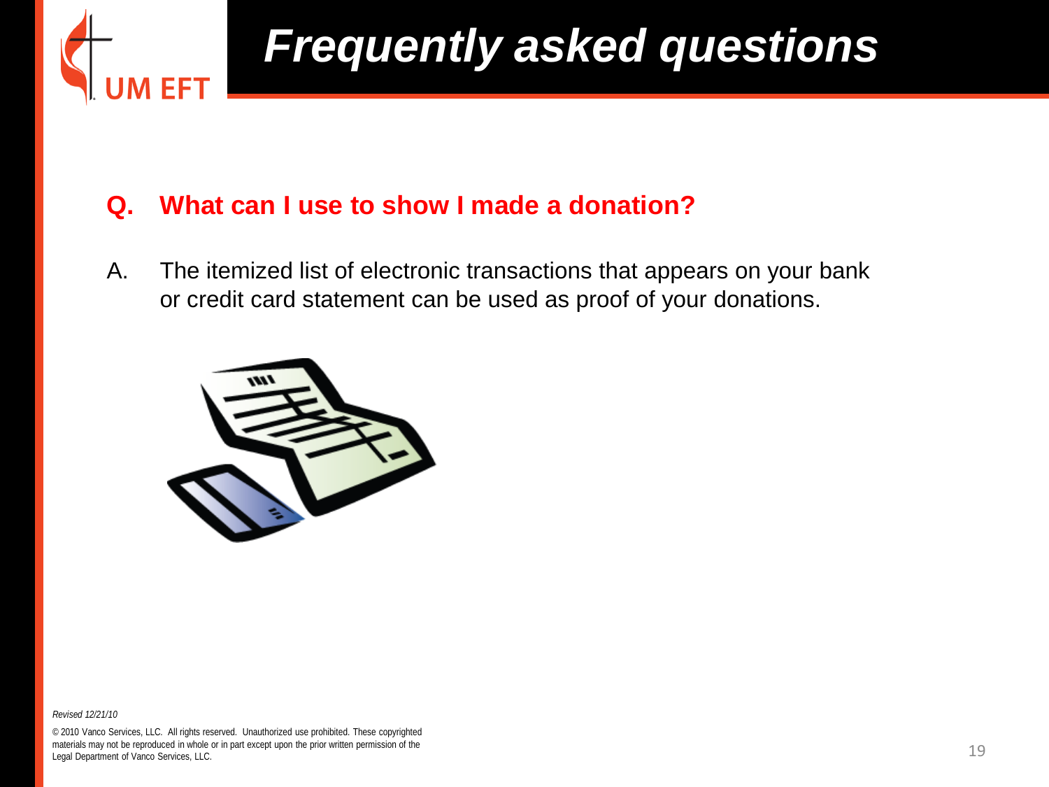# Frequently asked questions

**Q. What can I use to show I made a donation?**

A. The itemized list of electronic transactions that appears on your bank or credit card statement can be used as proof of your donations.

*Revised 12/21/10*

© 2010 Vanco Services, LLC. All rights reserved. Unauthorized use prohibited. These copyrighted materials may not be reproduced in whole or in part except upon the prior written permission of the Legal Department of Vanco Services, LLC.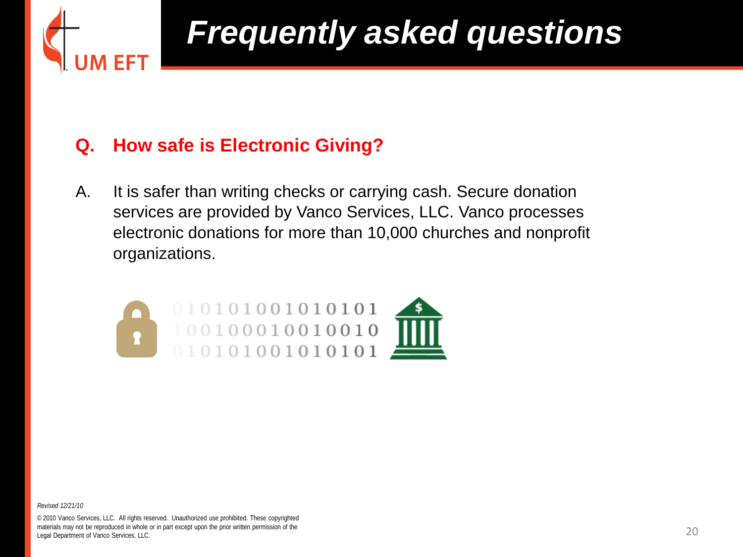# Frequently asked questions

**Q. How safe is Electronic Giving?**

A. It is safer than writing checks or carrying cash. Secure donation services are provided by Vanco Services, LLC. Vanco processes electronic donations for more than 10,000 churches and nonprofit organizations.

*Revised 12/21/10*

© 2010 Vanco Services, LLC. All rights reserved. Unauthorized use prohibited. These copyrighted materials may not be reproduced in whole or in part except upon the prior written permission of the Legal Department of Vanco Services, LLC.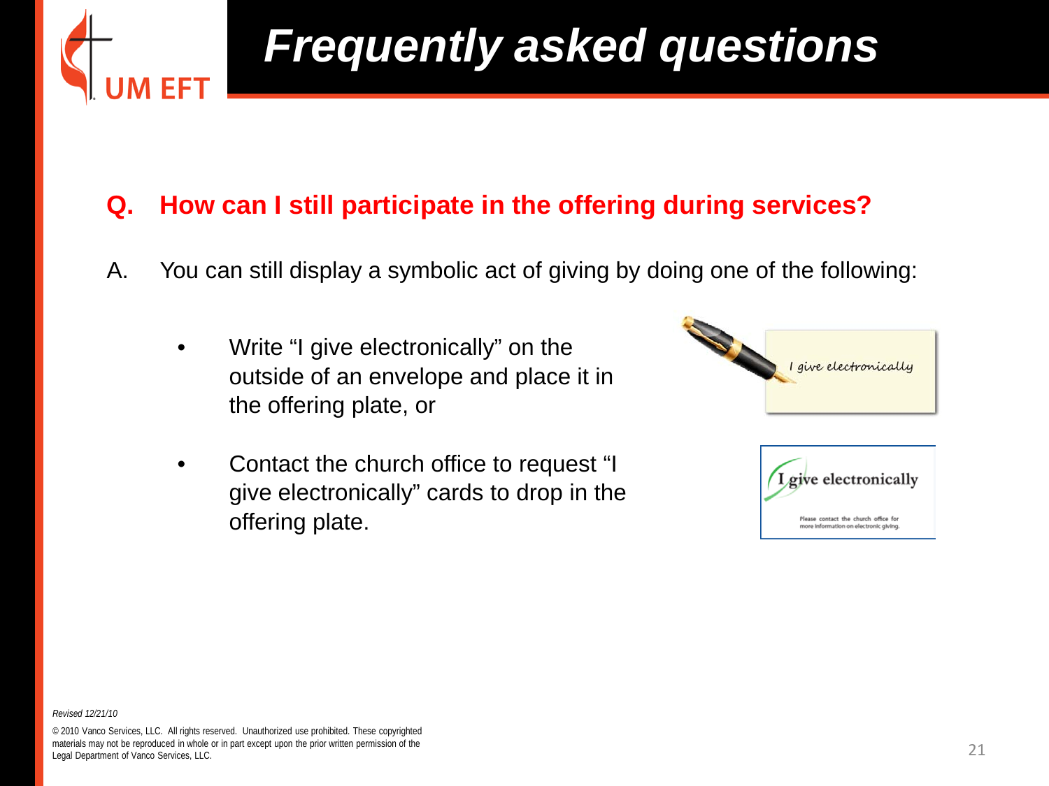# Frequently asked questions

**Q. How can I still participate in the offering during services?**

A. You can still display a symbolic act of giving by doing one of the following:

- Write "I give electronically" on the outside of an envelope and place it in the offering plate, or
- Contact the church office to request "I give electronically" cards to drop in the offering plate.

*Revised 12/21/10*

© 2010 Vanco Services, LLC. All rights reserved. Unauthorized use prohibited. These copyrighted materials may not be reproduced in whole or in part except upon the prior written permission of the Legal Department of Vanco Services, LLC.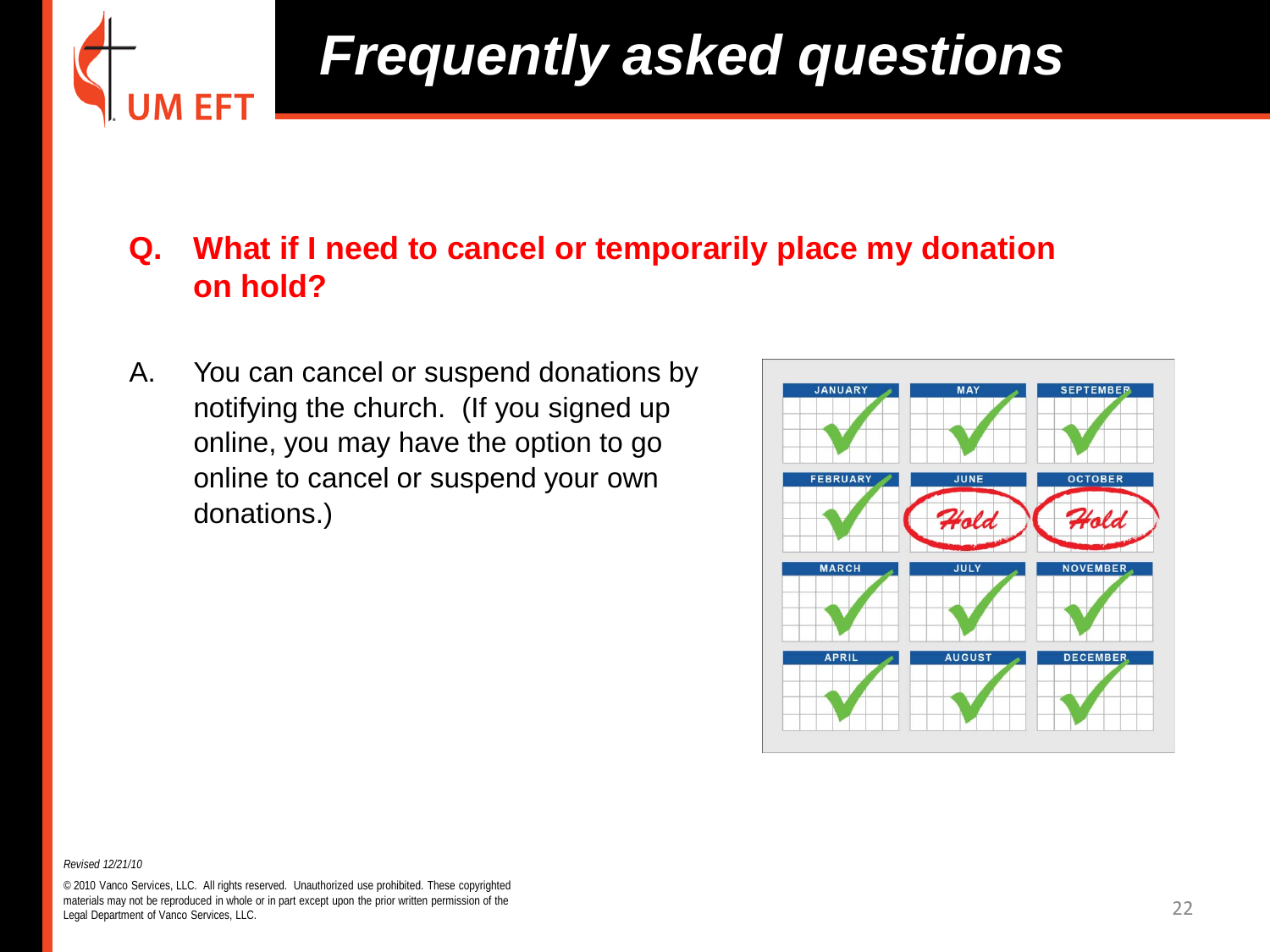# Frequently asked questions

**Q. What if I need to cancel or temporarily place my donation on hold?**

A. You can cancel or suspend donations by notifying the church. (If you signed up online, you may have the option to go online to cancel or suspend your own donations.)

*Revised 12/21/10*

© 2010 Vanco Services, LLC. All rights reserved. Unauthorized use prohibited. These copyrighted materials may not be reproduced in whole or in part except upon the prior written permission of the Legal Department of Vanco Services, LLC.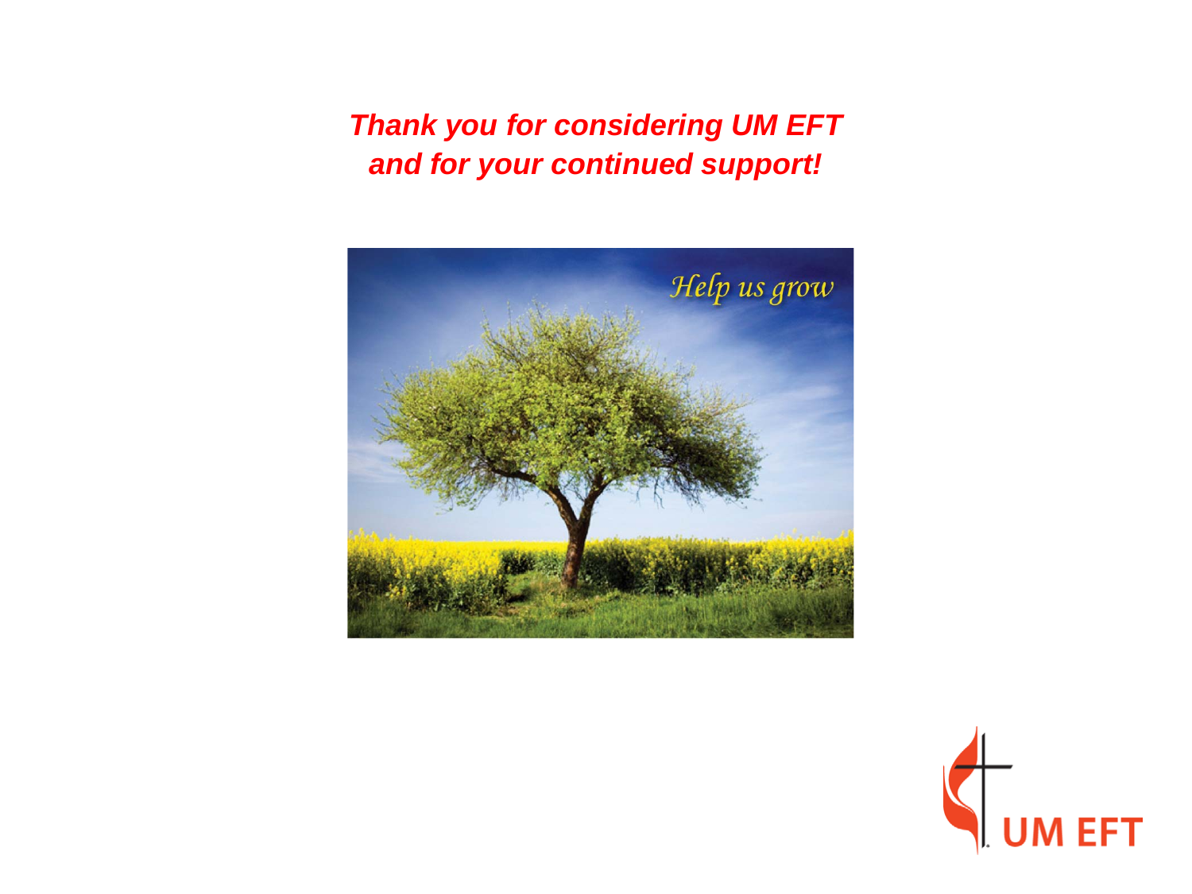***Thank you for considering UM EFT and for your continued support!***